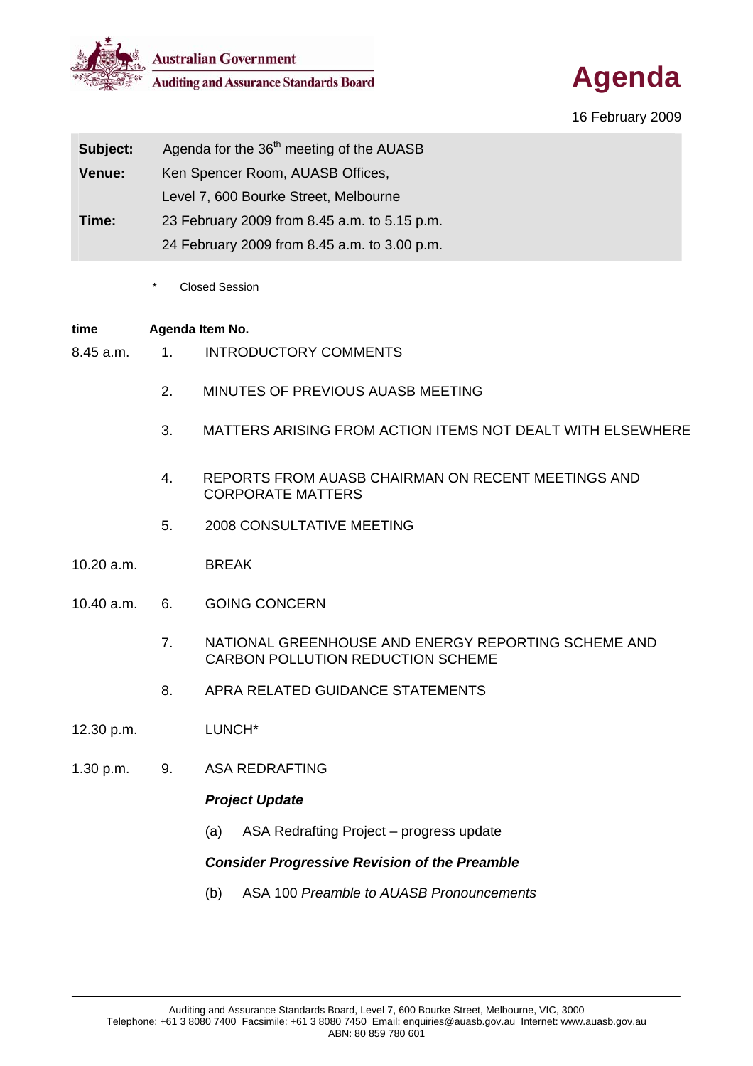Australian Government
Auditing and Assurance Standards Board

# Agenda

16 February 2009

| | |
|---|---|
| **Subject:** | Agenda for the 36th meeting of the AUASB |
| **Venue:** | Ken Spencer Room, AUASB Offices, Level 7, 600 Bourke Street, Melbourne |
| **Time:** | 23 February 2009 from 8.45 a.m. to 5.15 p.m. 24 February 2009 from 8.45 a.m. to 3.00 p.m. |

\* Closed Session

| time | Agenda Item No. | |
|---|---|---|
| 8.45 a.m. | 1. | INTRODUCTORY COMMENTS |
| | 2. | MINUTES OF PREVIOUS AUASB MEETING |
| | 3. | MATTERS ARISING FROM ACTION ITEMS NOT DEALT WITH ELSEWHERE |
| | 4. | REPORTS FROM AUASB CHAIRMAN ON RECENT MEETINGS AND CORPORATE MATTERS |
| | 5. | 2008 CONSULTATIVE MEETING |
| 10.20 a.m. | | BREAK |
| 10.40 a.m. | 6. | GOING CONCERN |
| | 7. | NATIONAL GREENHOUSE AND ENERGY REPORTING SCHEME AND CARBON POLLUTION REDUCTION SCHEME |
| | 8. | APRA RELATED GUIDANCE STATEMENTS |
| 12.30 p.m. | | LUNCH* |
| 1.30 p.m. | 9. | ASA REDRAFTING |

***Project Update***

(a) ASA Redrafting Project – progress update

***Consider Progressive Revision of the Preamble***

(b) ASA 100 *Preamble to AUASB Pronouncements*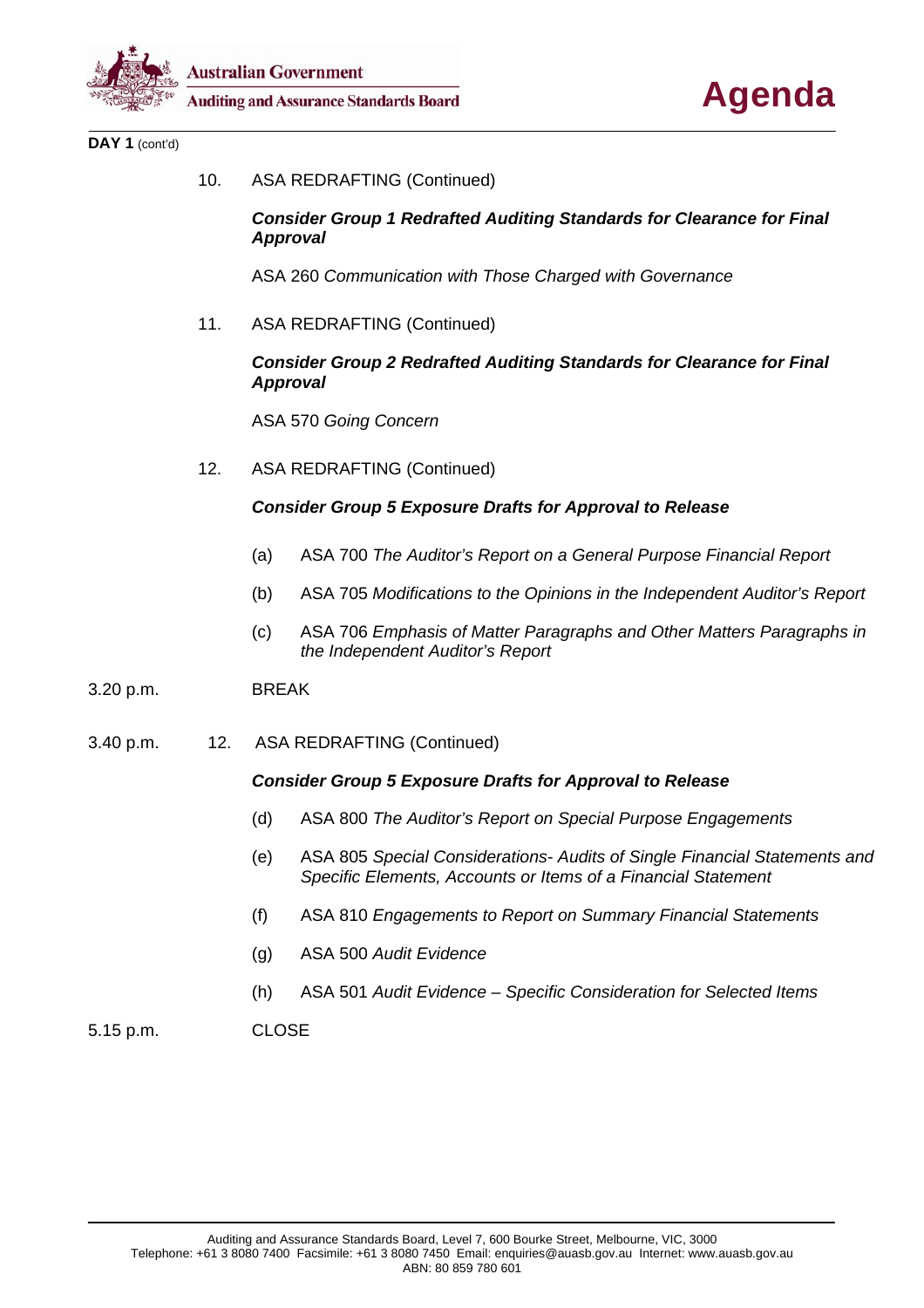**DAY 1** (cont'd)

10. ASA REDRAFTING (Continued)

    ***Consider Group 1 Redrafted Auditing Standards for Clearance for Final Approval***

    ASA 260 *Communication with Those Charged with Governance*

11. ASA REDRAFTING (Continued)

    ***Consider Group 2 Redrafted Auditing Standards for Clearance for Final Approval***

    ASA 570 *Going Concern*

12. ASA REDRAFTING (Continued)

    ***Consider Group 5 Exposure Drafts for Approval to Release***

    (a) ASA 700 *The Auditor's Report on a General Purpose Financial Report*

    (b) ASA 705 *Modifications to the Opinions in the Independent Auditor's Report*

    (c) ASA 706 *Emphasis of Matter Paragraphs and Other Matters Paragraphs in the Independent Auditor's Report*

3.20 p.m. BREAK

3.40 p.m. 12. ASA REDRAFTING (Continued)

***Consider Group 5 Exposure Drafts for Approval to Release***

(d) ASA 800 *The Auditor's Report on Special Purpose Engagements*

(e) ASA 805 *Special Considerations- Audits of Single Financial Statements and Specific Elements, Accounts or Items of a Financial Statement*

(f) ASA 810 *Engagements to Report on Summary Financial Statements*

(g) ASA 500 *Audit Evidence*

(h) ASA 501 *Audit Evidence – Specific Consideration for Selected Items*

5.15 p.m. CLOSE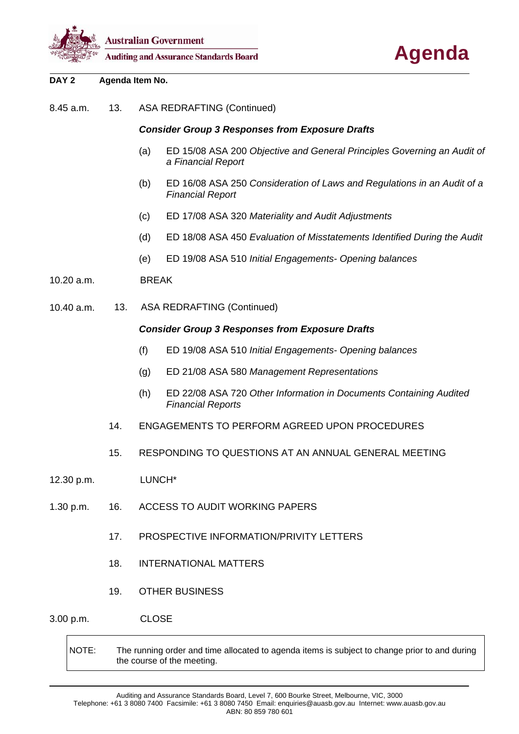Australian Government

Auditing and Assurance Standards Board

# Agenda

**DAY 2 Agenda Item No.**

8.45 a.m. 13. ASA REDRAFTING (Continued)

***Consider Group 3 Responses from Exposure Drafts***

(a) ED 15/08 ASA 200 *Objective and General Principles Governing an Audit of a Financial Report*

(b) ED 16/08 ASA 250 *Consideration of Laws and Regulations in an Audit of a Financial Report*

(c) ED 17/08 ASA 320 *Materiality and Audit Adjustments*

(d) ED 18/08 ASA 450 *Evaluation of Misstatements Identified During the Audit*

(e) ED 19/08 ASA 510 *Initial Engagements- Opening balances*

10.20 a.m. BREAK

10.40 a.m. 13. ASA REDRAFTING (Continued)

***Consider Group 3 Responses from Exposure Drafts***

(f) ED 19/08 ASA 510 *Initial Engagements- Opening balances*

(g) ED 21/08 ASA 580 *Management Representations*

(h) ED 22/08 ASA 720 *Other Information in Documents Containing Audited Financial Reports*

14. ENGAGEMENTS TO PERFORM AGREED UPON PROCEDURES

15. RESPONDING TO QUESTIONS AT AN ANNUAL GENERAL MEETING

12.30 p.m. LUNCH*

1.30 p.m. 16. ACCESS TO AUDIT WORKING PAPERS

17. PROSPECTIVE INFORMATION/PRIVITY LETTERS

18. INTERNATIONAL MATTERS

19. OTHER BUSINESS

3.00 p.m. CLOSE

NOTE: The running order and time allocated to agenda items is subject to change prior to and during the course of the meeting.

Auditing and Assurance Standards Board, Level 7, 600 Bourke Street, Melbourne, VIC, 3000
Telephone: +61 3 8080 7400 Facsimile: +61 3 8080 7450 Email: enquiries@auasb.gov.au Internet: www.auasb.gov.au
ABN: 80 859 780 601